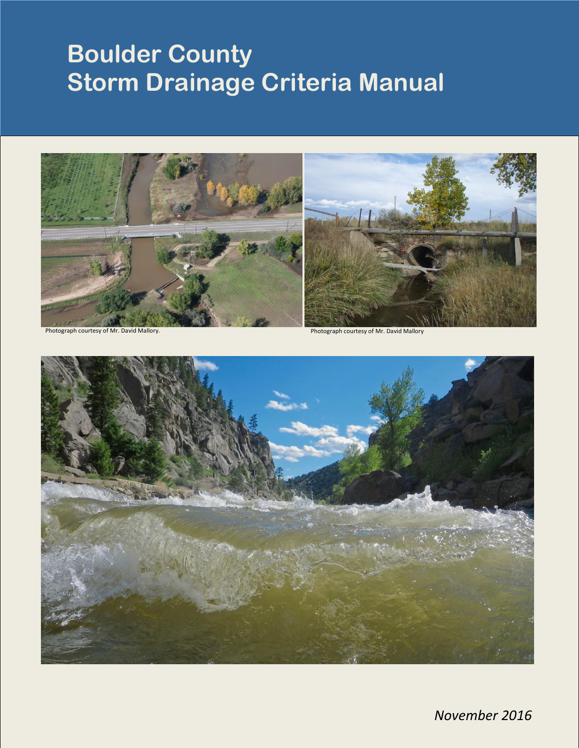# Boulder County Storm Drainage Criteria Manual

Photograph courtesy of Mr. David Mallory.

Photograph courtesy of Mr. David Mallory

*November 2016*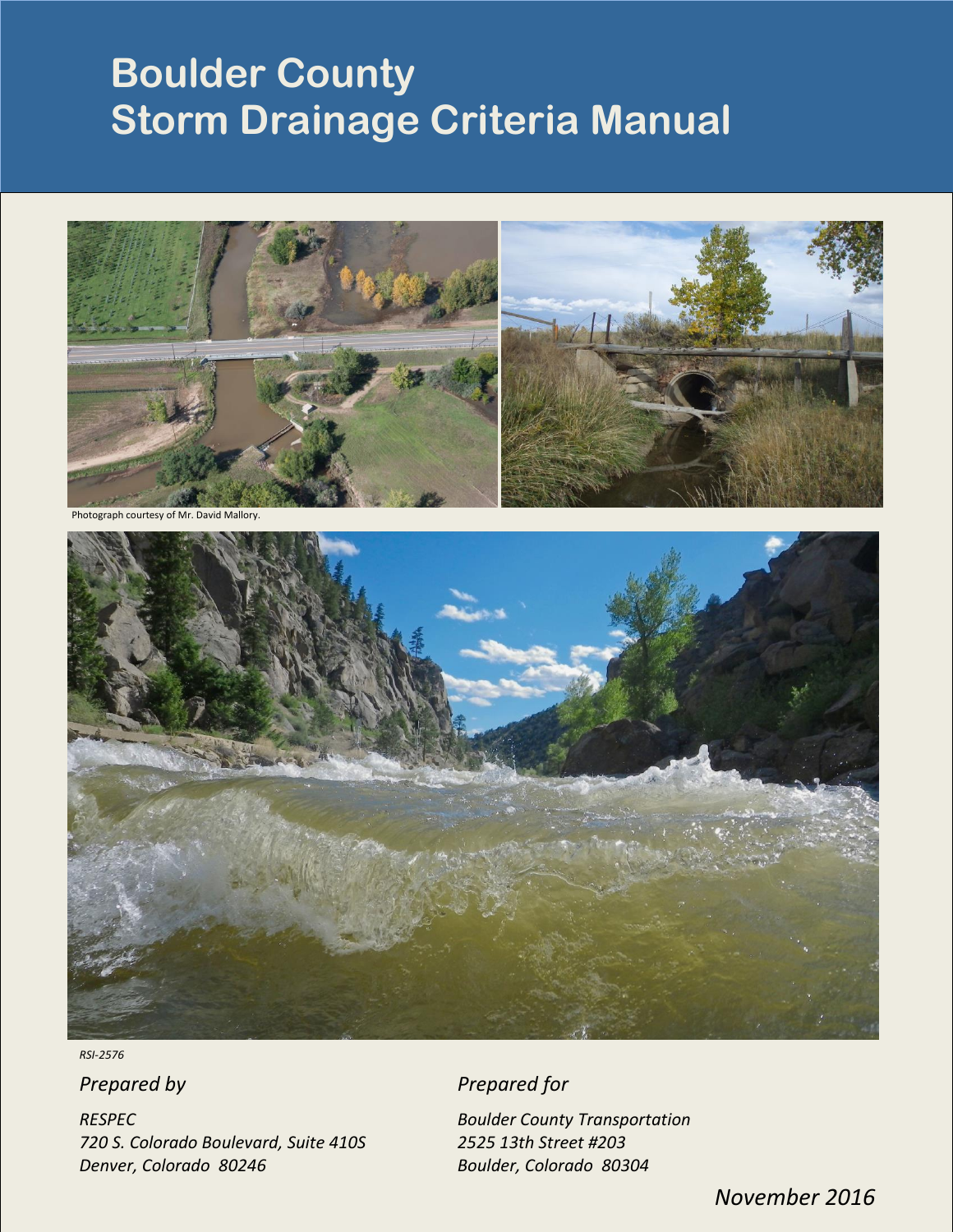# Boulder County Storm Drainage Criteria Manual

Photograph courtesy of Mr. David Mallory.

*RSI-2576*

*Prepared by*

*RESPEC*
*720 S. Colorado Boulevard, Suite 410S*
*Denver, Colorado 80246*

*Prepared for*

*Boulder County Transportation*
*2525 13th Street #203*
*Boulder, Colorado 80304*

*November 2016*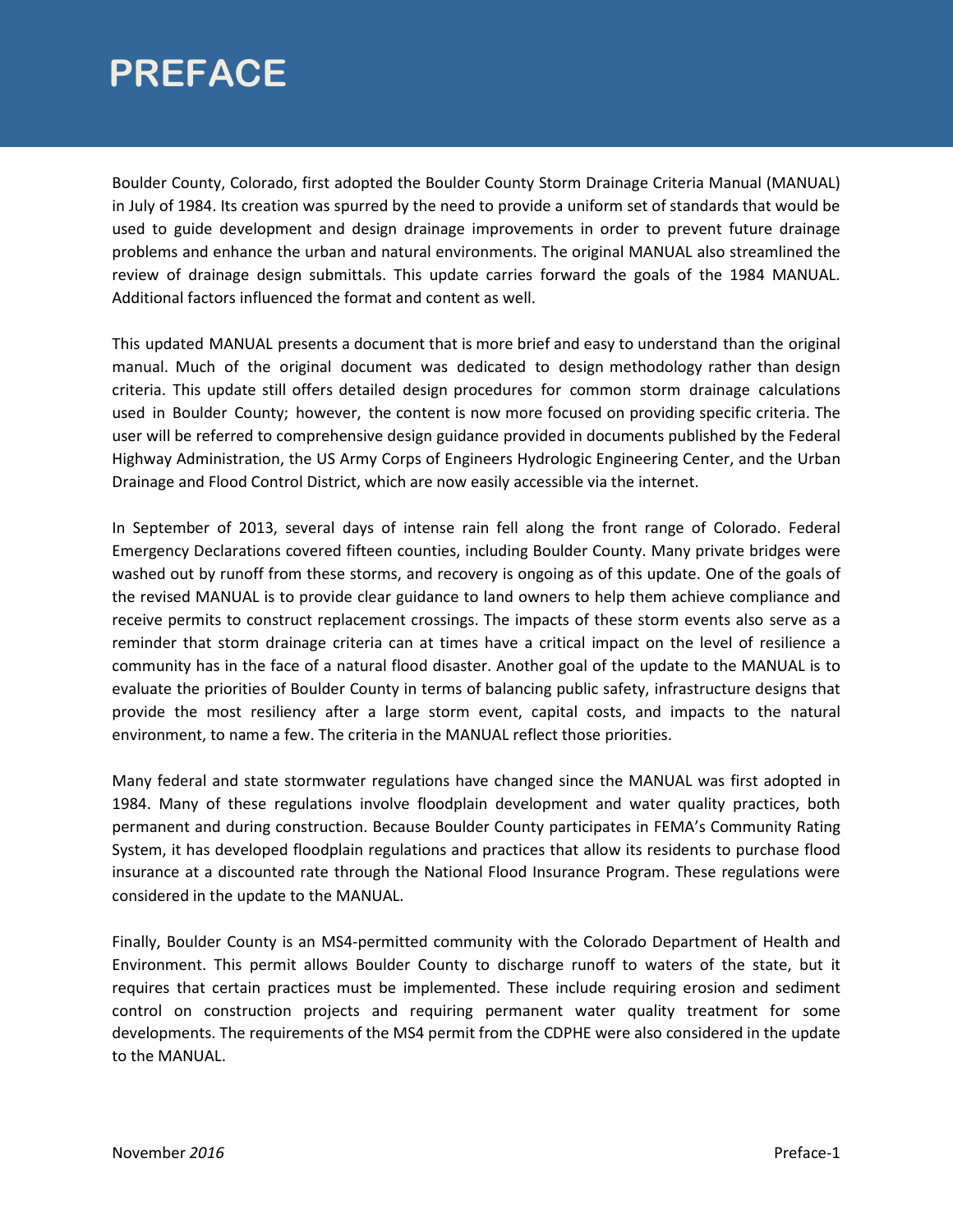# PREFACE

Boulder County, Colorado, first adopted the Boulder County Storm Drainage Criteria Manual (MANUAL) in July of 1984. Its creation was spurred by the need to provide a uniform set of standards that would be used to guide development and design drainage improvements in order to prevent future drainage problems and enhance the urban and natural environments. The original MANUAL also streamlined the review of drainage design submittals. This update carries forward the goals of the 1984 MANUAL. Additional factors influenced the format and content as well.

This updated MANUAL presents a document that is more brief and easy to understand than the original manual. Much of the original document was dedicated to design methodology rather than design criteria. This update still offers detailed design procedures for common storm drainage calculations used in Boulder County; however, the content is now more focused on providing specific criteria. The user will be referred to comprehensive design guidance provided in documents published by the Federal Highway Administration, the US Army Corps of Engineers Hydrologic Engineering Center, and the Urban Drainage and Flood Control District, which are now easily accessible via the internet.

In September of 2013, several days of intense rain fell along the front range of Colorado. Federal Emergency Declarations covered fifteen counties, including Boulder County. Many private bridges were washed out by runoff from these storms, and recovery is ongoing as of this update. One of the goals of the revised MANUAL is to provide clear guidance to land owners to help them achieve compliance and receive permits to construct replacement crossings. The impacts of these storm events also serve as a reminder that storm drainage criteria can at times have a critical impact on the level of resilience a community has in the face of a natural flood disaster. Another goal of the update to the MANUAL is to evaluate the priorities of Boulder County in terms of balancing public safety, infrastructure designs that provide the most resiliency after a large storm event, capital costs, and impacts to the natural environment, to name a few. The criteria in the MANUAL reflect those priorities.

Many federal and state stormwater regulations have changed since the MANUAL was first adopted in 1984. Many of these regulations involve floodplain development and water quality practices, both permanent and during construction. Because Boulder County participates in FEMA's Community Rating System, it has developed floodplain regulations and practices that allow its residents to purchase flood insurance at a discounted rate through the National Flood Insurance Program. These regulations were considered in the update to the MANUAL.

Finally, Boulder County is an MS4-permitted community with the Colorado Department of Health and Environment. This permit allows Boulder County to discharge runoff to waters of the state, but it requires that certain practices must be implemented. These include requiring erosion and sediment control on construction projects and requiring permanent water quality treatment for some developments. The requirements of the MS4 permit from the CDPHE were also considered in the update to the MANUAL.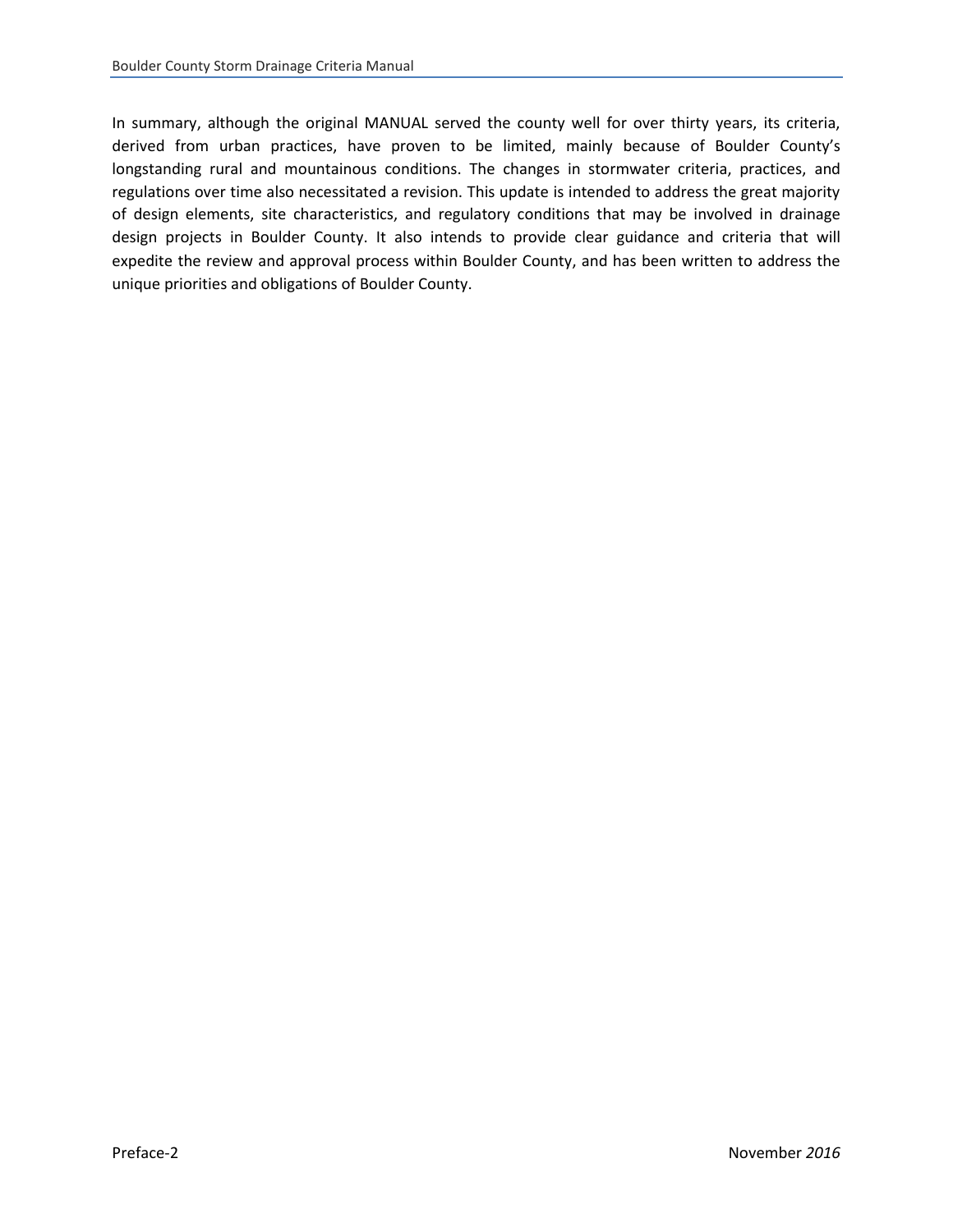In summary, although the original MANUAL served the county well for over thirty years, its criteria, derived from urban practices, have proven to be limited, mainly because of Boulder County's longstanding rural and mountainous conditions. The changes in stormwater criteria, practices, and regulations over time also necessitated a revision. This update is intended to address the great majority of design elements, site characteristics, and regulatory conditions that may be involved in drainage design projects in Boulder County. It also intends to provide clear guidance and criteria that will expedite the review and approval process within Boulder County, and has been written to address the unique priorities and obligations of Boulder County.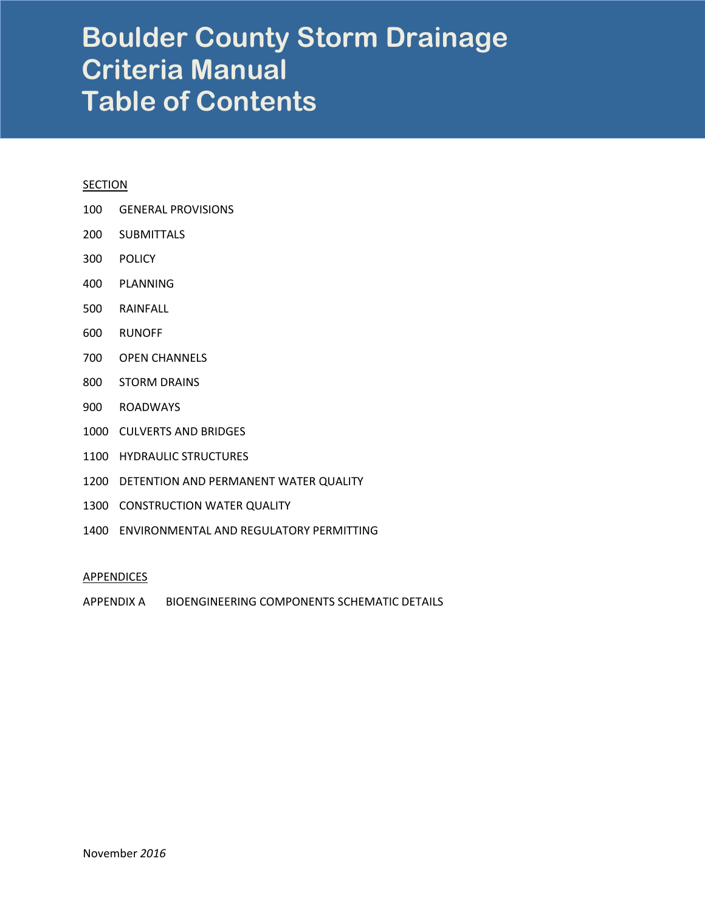# Boulder County Storm Drainage Criteria Manual Table of Contents

SECTION

100 GENERAL PROVISIONS

200 SUBMITTALS

300 POLICY

400 PLANNING

500 RAINFALL

600 RUNOFF

700 OPEN CHANNELS

800 STORM DRAINS

900 ROADWAYS

1000 CULVERTS AND BRIDGES

1100 HYDRAULIC STRUCTURES

1200 DETENTION AND PERMANENT WATER QUALITY

1300 CONSTRUCTION WATER QUALITY

1400 ENVIRONMENTAL AND REGULATORY PERMITTING

APPENDICES

APPENDIX A BIOENGINEERING COMPONENTS SCHEMATIC DETAILS

November *2016*